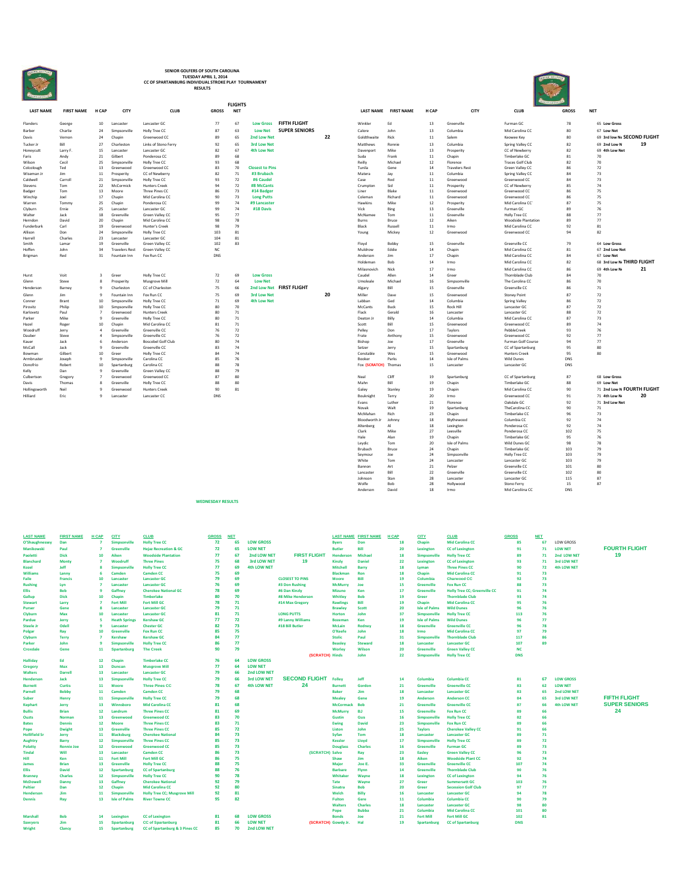# SENIOR GOLFERS OF SOUTH CAROLINA
## TUESDAY APRIL 1, 2014
## CC OF SPARTANBURG INDIVIDUAL STROKE PLAY TOURNAMENT
## RESULTS

### FIFTH FLIGHT – SUPER SENIORS (22)

| LAST NAME | FIRST NAME | H CAP | CITY | CLUB | GROSS | NET | |
|---|---|---|---|---|---|---|---|
| Flanders | George | 10 | Lancaster | Lancaster GC | 77 | 67 | Low Gross |
| Barber | Charlie | 24 | Simpsonville | Holly Tree CC | 87 | 63 | Low Net |
| Davis | Vernon | 24 | Chapin | Greenwood CC | 89 | 65 | 2nd Low Net |
| Tucker Jr | Bill | 27 | Charleston | Links of Stono Ferry | 92 | 65 | 3rd Low Net |
| Honeycutt | Larry F. | 15 | Lancaster | Lancaster GC | 82 | 67 | 4th Low Net |
| Faris | Andy | 21 | Gilbert | Ponderosa CC | 89 | 68 | |
| Wilson | Cecil | 25 | Simpsonville | Holly Tree CC | 93 | 68 | |
| Colcolough | Ted | 13 | Greenwood | Greenwood CC | 83 | 70 | |
| Wiseman Jr | Jim | 11 | Prosperity | CC of Newberry | 82 | 71 | |
| Caldwell | Carroll | 21 | Simpsonville | Holly Tree CC | 93 | 72 | |
| Stevens | Tom | 22 | McCormick | Hunters Creek | 94 | 72 | |
| Badger | Tom | 13 | Moore | Three Pines CC | 86 | 73 | |
| Winchip | Joel | 17 | Chapin | Mid Carolina CC | 90 | 73 | |
| Warren | Tommy | 25 | Chapin | Ponderosa CC | 99 | 74 | |
| Clyburn | Ernie | 25 | Lancaster | Lancaster GC | 99 | 74 | |
| Walter | Jack | 18 | Greenville | Green Valley CC | 95 | 77 | |
| Herndon | David | 20 | Chapin | Mid Carolina CC | 98 | 78 | |
| Funderburk | Carl | 19 | Greenwood | Hunter's Creek | 98 | 79 | |
| Allison | Don | 24 | Simpsonville | Holly Tree CC | 103 | 81 | |
| Harrell | Charles | 23 | Lancaster | Lancaster GC | 104 | 81 | |
| Smith | Lamar | 19 | Greenville | Green Valley CC | 102 | 83 | |
| Hoffen | John | 34 | Travelers Rest | Green Valley CC | NC | | |
| Brigman | Red | 31 | Fountain Inn | Fox Run CC | DNS | | |

Closest to Pins: #3 Brubach, #6 Caudel, #8 McCants, #14 Badger
Long Putts: #9 Lancaster, #18 Davis

### FIRST FLIGHT (20)

| LAST NAME | FIRST NAME | H CAP | CITY | CLUB | GROSS | NET | |
|---|---|---|---|---|---|---|---|
| Hurst | Voit | 3 | Greer | Holly Tree CC | 72 | 69 | Low Gross |
| Glenn | Steve | 8 | Prosperity | Musgrove Mill | 72 | 64 | Low Net |
| Henderson | Barney | 9 | Charleston | CC of Charleston | 75 | 66 | 2nd Low Net |
| Glenn | Jim | 9 | Fountain Inn | Fox Run CC | 75 | 69 | 3rd Low Net |
| Conner | Brant | 10 | Simpsonville | Holly Tree CC | 71 | 69 | 4th Low Net |
| Pirovitz | Philip | 10 | Simpsonville | Holly Tree CC | 80 | 70 | |
| Karlovetz | Paul | 7 | Greenwood | Hunters Creek | 80 | 71 | |
| Parker | Mike | 9 | Greenville | Holly Tree CC | 80 | 71 | |
| Hazel | Roger | 10 | Chapin | Mid Carolina CC | 81 | 71 | |
| Woodruff | Jerry | 4 | Greenville | Greenville CC | 76 | 72 | |
| Dauber | Steve | 4 | Simpsonville | Greenville CC | 76 | 72 | |
| Kauer | Jack | 6 | Anderson | Boscobel Golf Club | 80 | 74 | |
| McCall | Jack | 9 | Greenville | Greenville CC | 83 | 74 | |
| Bowman | Gilbert | 10 | Greer | Holly Tree CC | 84 | 74 | |
| Armbruster | Joseph | 9 | Simpsonville | Carolina CC | 85 | 76 | |
| Donofrio | Robert | 10 | Spartanburg | Carolina CC | 88 | 78 | |
| Kelly | Dan | 9 | Greenville | Green Valley CC | 88 | 79 | |
| Culbertson | Gregory | 7 | Greenwood | Greenwood CC | 87 | 80 | |
| Davis | Thomas | 8 | Greenville | Holly Tree CC | 88 | 80 | |
| Hollingsworth | Neil | 9 | Greenwood | Hunters Creek | 90 | 81 | |
| Hilliard | Eric | 9 | Lancaster | Lancaster CC | DNS | | |

### SECOND FLIGHT (19)

| LAST NAME | FIRST NAME | H CAP | CITY | CLUB | GROSS | NET | |
|---|---|---|---|---|---|---|---|
| Winkler | Ed | 13 | Greenville | Furman GC | 78 | 65 | Low Gross |
| Calore | John | 13 | Columbia | Mid Carolina CC | 80 | 67 | Low Net |
| Goldthwaite | Rick | 11 | Salem | Keowee Key | 80 | 69 | 3rd low Net |
| Matthews | Ronnie | 13 | Columbia | Spring Valley CC | 82 | 69 | 2nd Low Net |
| Davenport | Mike | 13 | Prosperity | CC of Newberry | 82 | 69 | 4th Low Net |
| Suda | Frank | 11 | Chapin | Timberlake GC | 81 | 70 | |
| Reilly | Michael | 12 | Florence | Traces Golf Club | 82 | 70 | |
| Tumila | Gene | 14 | Travelers Rest | Green Valley CC | 86 | 72 | |
| Matera | Jay | 11 | Columbia | Spring Valley CC | 84 | 73 | |
| Case | Rod | 11 | Greenwood | Greenwood CC | 84 | 73 | |
| Crumpton | Sid | 11 | Prosperity | CC of Newberry | 85 | 74 | |
| Liner | Blake | 11 | Greenwood | Greenwood CC | 86 | 75 | |
| Coleman | Richard | 11 | Greenwood | Greenwood CC | 86 | 75 | |
| Hawkins | Mike | 12 | Prosperity | Mid Carolina CC | 87 | 75 | |
| Vick | Bing | 13 | Greenville | Furman GC | 89 | 76 | |
| McNamee | Tom | 11 | Greenville | Holly Tree CC | 88 | 77 | |
| Burns | Bruce | 12 | Aiken | Woodside Plantation | 89 | 77 | |
| Black | Russell | 11 | Irmo | Mid Carolina CC | 92 | 81 | |
| Young | Mickey | 12 | Greenwood | Greenwood CC | 94 | 82 | |

### THIRD FLIGHT (21)

| LAST NAME | FIRST NAME | H CAP | CITY | CLUB | GROSS | NET | |
|---|---|---|---|---|---|---|---|
| Floyd | Bobby | 15 | Greenville | Greenville CC | 79 | 64 | Low Gross |
| Muldrow | Eddie | 14 | Chapin | Mid Carolina CC | 81 | 67 | 2nd Low Net |
| Anderson | Jim | 17 | Chapin | Mid Carolina CC | 84 | 67 | Low Net |
| Holdeman | Bob | 14 | Irmo | Mid Carolina CC | 82 | 68 | 3rd Low Net |
| Milasnovich | Nick | 17 | Irmo | Mid Carolina CC | 86 | 69 | 4th Low Net |
| Caudel | Allen | 14 | Greer | Thornblade Club | 84 | 70 | |
| Umoleale | Michael | 16 | Simpsonville | The Carolina CC | 86 | 70 | |
| Algary | Bill | 15 | Greenville | Greenville CC | 86 | 71 | |
| Miller | Dave | 15 | Greenwood | Stoney Point | 87 | 72 | |
| Labban | Ged | 14 | Columbia | Spring Valley | 86 | 72 | |
| McCants | Buck | 15 | Rock Hill | Lancaster GC | 87 | 72 | |
| Flack | Gerald | 16 | Lancaster | Lancaster GC | 88 | 72 | |
| Deaton Jr | Billy | 14 | Columbia | Mid Carolina CC | 87 | 73 | |
| Scott | Bill | 15 | Greenwood | Greenwood CC | 89 | 74 | |
| Pelley | Don | 17 | Taylors | PebbleCreek | 93 | 76 | |
| Frate | Anthony | 15 | Greenwood | Greenwood CC | 92 | 77 | |
| Bishop | Joe | 17 | Greenville | Furman Golf Course | 94 | 77 | |
| Setzer | Jerry | 15 | Spartanburg | CC of Spartanburg | 95 | 80 | |
| Constable | Wes | 15 | Greenwood | Hunters Creek | 95 | 80 | |
| Booker | Parks | 14 | Isle of Palms | Wild Dunes | DNS | | |
| Fox (SCRATCH) | Thomas | 15 | Lancaster | Lancaster GC | DNS | | |

### FOURTH FLIGHT (20)

| LAST NAME | FIRST NAME | H CAP | CITY | CLUB | GROSS | NET | |
|---|---|---|---|---|---|---|---|
| Neal | Cliff | 19 | Spartanburg | CC of Spartanburg | 87 | 68 | Low Gross |
| Mahn | Bill | 19 | Chapin | Timberlake GC | 88 | 69 | Low Net |
| Galey | Stanley | 19 | Chapin | Mid Carolina CC | 90 | 71 | 2nd Low Net |
| Bouknight | Terry | 20 | Irmo | Greenwood CC | 91 | 71 | 4th Low Net |
| Evans | Luther | 21 | Florence | Oakdale GC | 92 | 71 | 3rd Low Net |
| Novak | Walt | 19 | Spartanburg | TheCarolina CC | 90 | 71 | |
| McMahan | Rich | 23 | Chapin | Timberlake CC | 96 | 73 | |
| Bloodworth Jr | Johnny | 18 | Blythewood | Columbia CC | 92 | 74 | |
| Altenberg | Al | 18 | Lexington | Ponderosa CC | 92 | 74 | |
| Clark | Mike | 27 | Leesville | Ponderosa CC | 102 | 75 | |
| Hale | Alan | 19 | Chapin | Timberlake GC | 95 | 76 | |
| Leydic | Tom | 20 | Isle of Palms | Wild Dunes GC | 98 | 78 | |
| Brubach | Bruce | 24 | Chapin | Timberlake GC | 103 | 79 | |
| Seymour | Joe | 24 | Simpsonville | Holly Tree CC | 103 | 79 | |
| White | Tom | 24 | Lancaster | Lancaster GC | 103 | 79 | |
| Bannon | Art | 21 | Pelzer | Greenville CC | 101 | 80 | |
| Lancaster | Bill | 22 | Greenville | Greenville CC | 102 | 80 | |
| Johnson | Stan | 28 | Lancaster | Lancaster GC | 115 | 87 | |
| Wolfe | Bob | 28 | Hollywood | Stono Ferry | 15 | 87 | |
| Anderson | David | 18 | Irmo | Mid Carolina CC | DNS | | |

## WEDNESDAY RESULTS

### FIRST FLIGHT (19)

| LAST NAME | FIRST NAME | H CAP | CITY | CLUB | GROSS | NET | |
|---|---|---|---|---|---|---|---|
| O'Shaughnessy | Dan | 7 | Simpsonville | Holly Tree CC | 72 | 65 | LOW GROSS |
| Manikowski | Paul | 7 | Greenville | Hejaz Recreation & GC | 72 | 65 | LOW NET |
| Paoletti | Dick | 10 | Aiken | Woodside Plantation | 77 | 67 | 2nd LOW NET |
| Blanchard | Monty | 7 | Woodruff | Three Pines | 75 | 68 | 3rd LOW NET |
| Kozel | Jeff | 8 | Simpsonville | Holly Tree CC | 77 | 69 | 4th LOW NET |
| Williams | Lanny | 6 | Camden | Camden CC | 75 | 69 | |
| Falle | Francis | 10 | Lancaster | Lancaster GC | 79 | 69 | |
| Rushing | Lyn | 7 | Lancaster | Lancaster GC | 76 | 69 | |
| Ellis | Bob | 9 | Gaffney | Cherokee National GC | 78 | 69 | |
| Gallup | Dick | 10 | Chapin | Timberlake | 80 | 70 | |
| Stewart | Larry | 7 | Fort Mill | Fort Mill GC | 78 | 71 | |
| Purser | Gene | 8 | Lancaster | Lancaster GC | 79 | 71 | |
| Clyburn | Max | 10 | Lancaster | Lancaster GC | 81 | 71 | |
| Pardue | Jerry | 5 | Heath Springs | Kershaw GC | 77 | 72 | |
| Steele Jr | Odell | 9 | Lancaster | Chester GC | 82 | 73 | |
| Polgar | Ray | 10 | Greenville | Fox Run CC | 85 | 75 | |
| Clyburn | Terry | 7 | Kershaw | Kershaw GC | 84 | 77 | |
| Parker | John | 9 | Simpsonville | Holly Tree CC | 86 | 77 | |
| Croxdale | Gene | 11 | Spartanburg | The Creek | 90 | 79 | |

CLOSEST TO PINS: #3 Don Rushing, #6 Dan Kinzly, #8 Mike Henderson, #14 Max Gregory
LONG PUTTS: #9 Lanny Williams, #18 Bill Butler

### SECOND FLIGHT (24)

| LAST NAME | FIRST NAME | H CAP | CITY | CLUB | GROSS | NET | |
|---|---|---|---|---|---|---|---|
| Halliday | Ed | 12 | Chapin | Timberlake GC | 76 | 64 | LOW GROSS |
| Gregory | Max | 13 | Duncan | Musgrove Mill | 77 | 64 | LOW NET |
| Walters | Darrell | 13 | Lancaster | Lancaster GC | 79 | 66 | 2nd LOW NET |
| Henderson | Jack | 13 | Simpsonville | Holly Tree CC | 79 | 66 | 3rd LOW NET |
| Burnett | Curtis | 11 | Moore | Three Pines CC | 78 | 67 | 4th LOW NET |
| Parnell | Bobby | 11 | Camden | Camden CC | 79 | 68 | |
| Suber | Henry | 11 | Simpsonville | Holly Tree CC | 79 | 68 | |
| Kephart | Jerry | 13 | Winnsboro | Mid Carolina CC | 81 | 68 | |
| Bullis | Brian | 12 | Landrum | Three Pines CC | 81 | 69 | |
| Ouzts | Norman | 13 | Greenwood | Greenwood CC | 83 | 70 | |
| Bates | Dennis | 12 | Moore | Three Pines CC | 83 | 71 | |
| Pope | Dwight | 13 | Greenville | Three Pines CC | 85 | 72 | |
| Hollifield Sr | Jerry | 11 | Blacksburg | Cherokee National | 84 | 73 | |
| Aughtry | Barry | 12 | Simpsonville | Three Pines CC | 85 | 73 | |
| Polatty | Ronnie Joe | 12 | Greenwood | Greenwood CC | 85 | 73 | |
| Tindal | Will | 13 | Lancaster | Camden CC | 86 | 73 | |
| Hill | Ken | 11 | Fort Mill | Fort Mill GC | 86 | 75 | |
| James | Brian | 13 | Greenville | Holly Tree CC | 88 | 75 | |
| Ellis | David | 12 | Spartanburg | CC of Spartanburg | 88 | 76 | |
| Branney | Charles | 12 | Simpsonville | Holly Tree CC | 90 | 78 | |
| McDowell | Danny | 13 | Gaffney | Cherokee National | 92 | 79 | |
| Peltier | Dan | 12 | Chapin | Mid Carolina CC | 92 | 80 | |
| Henderson | Jim | 11 | Simpsonville | Holly Tree CC; Musgrove Mill | 92 | 81 | |
| Dennis | Ray | 13 | Isle of Palms | River Towne CC | 95 | 82 | |
| Marshall | Bob | 14 | Lexington | CC of Lexington | 81 | 68 | LOW GROSS |
| Sawyers | Jim | 15 | Spartanburg | CC of Spartanburg | 81 | 66 | LOW NET |
| Wright | Clancy | 15 | Spartanburg | CC of Spartanburg & 3 Pines CC | 85 | 70 | 2nd LOW NET |

### FOURTH FLIGHT (19)

| LAST NAME | FIRST NAME | H CAP | CITY | CLUB | GROSS | NET | |
|---|---|---|---|---|---|---|---|
| Byers | Don | 18 | Chapin | Mid Carolina CC | 85 | 67 | LOW GROSS |
| Butler | Bill | 20 | Lexington | CC of Lexington | 91 | 71 | LOW NET |
| Henderson | Michael | 18 | Simpsonville | Holly Tree CC | 89 | 71 | 2nd LOW NET |
| Kinzly | Daniel | 22 | Lexington | CC of Lexington | 93 | 71 | 3rd LOW NET |
| Mitchell | Barry | 18 | Lyman | Three Pines CC | 90 | 72 | 4th LOW NET |
| Blackman | Ron | 18 | Chapin | Mid Carolina CC | 91 | 73 | |
| Moore | Bill | 19 | Columbia | Charwood CC | 92 | 73 | |
| McMurry | Joe | 15 | Greenville | Fox Run CC | 88 | 73 | |
| Mizuno | Ken | 17 | Greenville | Holly Tree CC; Greenville CC | 91 | 74 | |
| Whitley | Bob | 19 | Greer | Thornblade Club | 93 | 74 | |
| Rawlings | Bill | 19 | Chapin | Mid Carolina CC | 95 | 76 | |
| Brawley | Scott | 20 | Isle of Palms | Wild Dunes | 96 | 76 | |
| Horton | John | 37 | Simpsonville | Holly Tree CC | 113 | 76 | |
| Bozeman | Ken | 19 | Isle of Palms | Wild Dunes | 96 | 77 | |
| McLain | Rodney | 18 | Greenville | Greenville CC | 96 | 78 | |
| O'Keefe | John | 18 | Irmo | Mid Carolina CC | 97 | 79 | |
| Stolic | Paul | 31 | Simpsonville | Thornblade Club | 117 | 86 | |
| Beasley | Steward | 18 | Lancaster | Lancaster GC | 107 | 89 | |
| Worley | Wilson | 20 | Greenville | Green Valley CC | NC | | |
| (SCRATCH) Hinds | John | 22 | Simpsonville | Holly Tree CC | DNS | | |

### FIFTH FLIGHT – SUPER SENIORS (24)

| LAST NAME | FIRST NAME | H CAP | CITY | CLUB | GROSS | NET | |
|---|---|---|---|---|---|---|---|
| Folley | Jeff | 14 | Columbia | Columbia CC | 81 | 67 | LOW GROSS |
| Burnett | Gordon | 21 | Greenville | Greenville CC | 83 | 62 | LOW NET |
| Baker | Jim | 18 | Lancaster | Lancaster GC | 83 | 65 | 2nd LOW NET |
| Mealey | Gene | 19 | Anderson | Anderson CC | 84 | 65 | 3rd LOW NET |
| McCormack | Bob | 21 | Greenville | Greenville CC | 87 | 66 | 4th LOW NET |
| McMurry | BJ | 15 | Greenville | Fox Run CC | 89 | 66 | |
| Gustin | Gus | 16 | Simpsonville | Holly Tree CC | 82 | 66 | |
| Ewing | David | 23 | Simpsonville | Fox Run CC | 89 | 66 | |
| Liston | John | 25 | Taylors | Cherokee Valley CC | 91 | 66 | |
| Syfan | Tom | 18 | Lancaster | Lancaster GC | 89 | 71 | |
| Kessler | Lloyd | 17 | Simpsonville | Holly Tree CC | 89 | 72 | |
| Douglass | Charles | 16 | Greenville | Furman GC | 89 | 73 | |
| (SCRATCH) Salvo | Ray | 23 | Easley | Green Valley CC | 96 | 73 | |
| Shaw | Jim | 18 | Aiken | Woodside Plant CC | 92 | 74 | |
| Major | Joe E. | 33 | Greenville | Greenville CC | 107 | 74 | |
| Barbare | Flynn | 14 | Greenville | Thornblade Club | 90 | 76 | |
| Whitaker | Wayne | 18 | Lexington | CC of Lexington | 94 | 76 | |
| Tate | Wayne | 27 | Greer | Summersett GC | 103 | 76 | |
| Sinatra | Bob | 20 | Greer | Secession Golf Club | 97 | 77 | |
| Welch | Billy | 16 | Lancaster | Lancaster GC | 94 | 78 | |
| Fulton | Gere | 11 | Columbia | Columbia CC | 90 | 79 | |
| Walters | Charles | 18 | Lancaster | Lancaster GC | 98 | 80 | |
| Pope | Bubba | 21 | Columbia | Mid Carolina CC | 101 | 80 | |
| Bonds | Joe | 21 | Fort Mill | Fort Mill GC | 102 | 81 | |
| (SCRATCH) Gowdy Jr. | Hal | 19 | Spartanburg | CC of Spartanburg | DNS | | |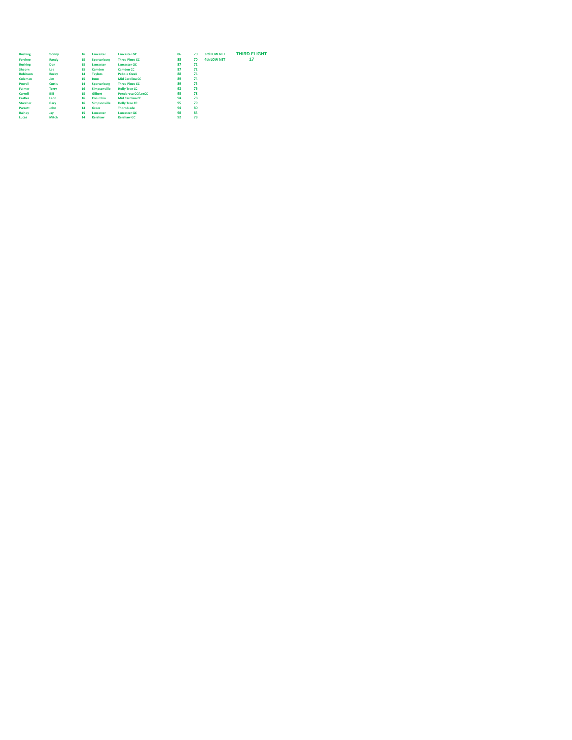| | | | | | | | | |
|---|---|---|---|---|---|---|---|---|
| Rushing | Sonny | 16 | Lancaster | Lancaster GC | 86 | 70 | 3rd LOW NET | THIRD FLIGHT |
| Forshee | Randy | 15 | Spartanburg | Three Pines CC | 85 | 70 | 4th LOW NET | 17 |
| Rushing | Don | 15 | Lancaster | Lancaster GC | 87 | 72 | | |
| Sheorn | Lee | 15 | Camden | Camden CC | 87 | 72 | | |
| Robinson | Rocky | 14 | Taylors | Pebble Creek | 88 | 74 | | |
| Coleman | Jim | 15 | Irmo | Mid Carolina CC | 89 | 74 | | |
| Powell | Curtis | 14 | Spartanburg | Three Pines CC | 89 | 75 | | |
| Fulmer | Terry | 16 | Simpsonville | Holly Tree CC | 92 | 76 | | |
| Carroll | Bill | 15 | Gilbert | Ponderosa CC/LexCC | 93 | 78 | | |
| Castles | Leon | 16 | Columbia | Mid Carolina CC | 94 | 78 | | |
| Starcher | Gary | 16 | Simpsonville | Holly Tree CC | 95 | 79 | | |
| Parrott | John | 14 | Greer | Thornblade | 94 | 80 | | |
| Rainey | Jay | 15 | Lancaster | Lancaster GC | 98 | 83 | | |
| Lucas | Mitch | 14 | Kershaw | Kershaw GC | 92 | 78 | | |